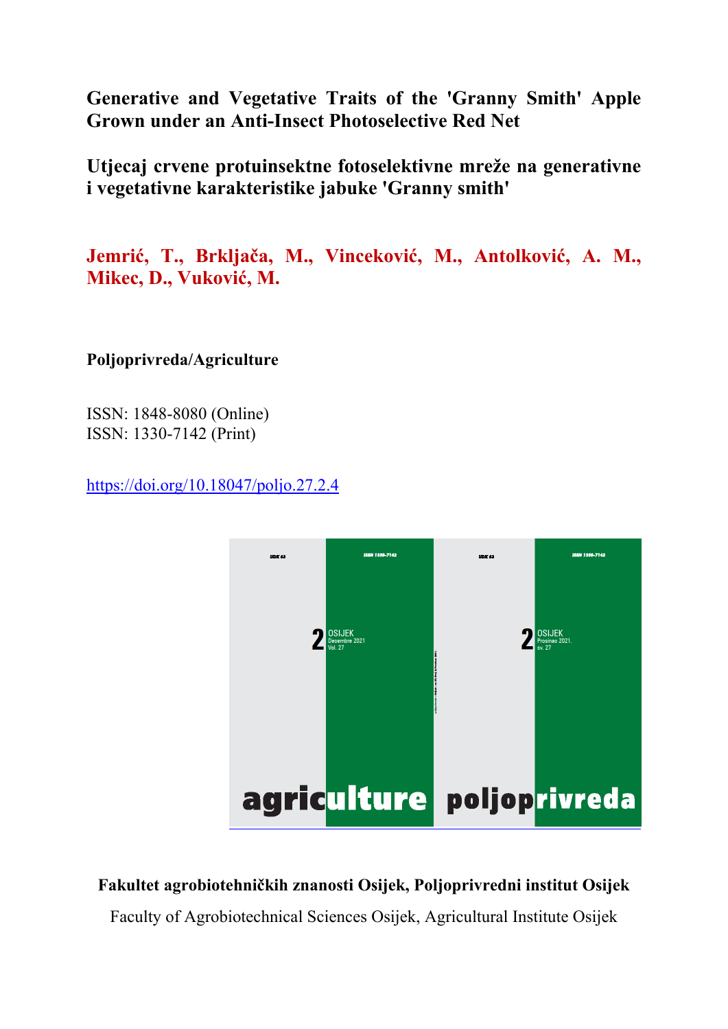# Generative and Vegetative Traits of the 'Granny Smith' Apple Grown under an Anti-Insect Photoselective Red Net

# Utjecaj crvene protuinsektne fotoselektivne mreže na generativne i vegetativne karakteristike jabuke 'Granny smith'

**Jemrić, T., Brkljača, M., Vinceković, M., Antolković, A. M., Mikec, D., Vuković, M.**

**Poljoprivreda/Agriculture**

ISSN: 1848-8080 (Online)
ISSN: 1330-7142 (Print)

https://doi.org/10.18047/poljo.27.2.4

**Fakultet agrobiotehničkih znanosti Osijek, Poljoprivredni institut Osijek**

Faculty of Agrobiotechnical Sciences Osijek, Agricultural Institute Osijek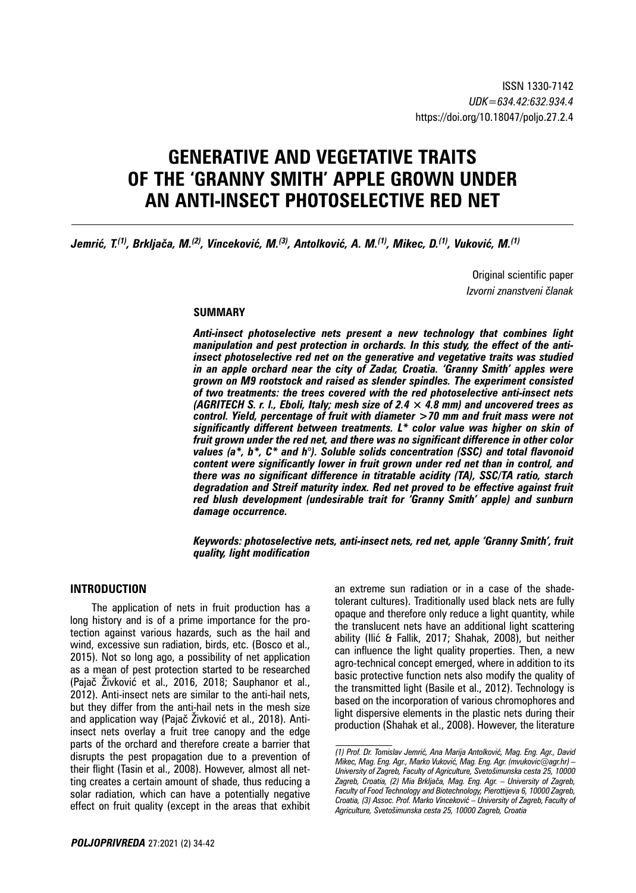ISSN 1330-7142
*UDK=634.42:632.934.4*
https://doi.org/10.18047/poljo.27.2.4

# GENERATIVE AND VEGETATIVE TRAITS OF THE 'GRANNY SMITH' APPLE GROWN UNDER AN ANTI-INSECT PHOTOSELECTIVE RED NET

***Jemrić, T.[(1)], Brkljača, M.[(2)], Vinceković, M.[(3)], Antolković, A. M.[(1)], Mikec, D.[(1)], Vuković, M.[(1)]***

Original scientific paper
*Izvorni znanstveni članak*

**SUMMARY**

***Anti-insect photoselective nets present a new technology that combines light manipulation and pest protection in orchards. In this study, the effect of the anti-insect photoselective red net on the generative and vegetative traits was studied in an apple orchard near the city of Zadar, Croatia. 'Granny Smith' apples were grown on M9 rootstock and raised as slender spindles. The experiment consisted of two treatments: the trees covered with the red photoselective anti-insect nets (AGRITECH S. r. l., Eboli, Italy; mesh size of 2.4 × 4.8 mm) and uncovered trees as control. Yield, percentage of fruit with diameter >70 mm and fruit mass were not significantly different between treatments. L\* color value was higher on skin of fruit grown under the red net, and there was no significant difference in other color values (a\*, b\*, C\* and h°). Soluble solids concentration (SSC) and total flavonoid content were significantly lower in fruit grown under red net than in control, and there was no significant difference in titratable acidity (TA), SSC/TA ratio, starch degradation and Streif maturity index. Red net proved to be effective against fruit red blush development (undesirable trait for 'Granny Smith' apple) and sunburn damage occurrence.***

***Keywords: photoselective nets, anti-insect nets, red net, apple 'Granny Smith', fruit quality, light modification***

## INTRODUCTION

The application of nets in fruit production has a long history and is of a prime importance for the protection against various hazards, such as the hail and wind, excessive sun radiation, birds, etc. (Bosco et al., 2015). Not so long ago, a possibility of net application as a mean of pest protection started to be researched (Pajač Živković et al., 2016, 2018; Sauphanor et al., 2012). Anti-insect nets are similar to the anti-hail nets, but they differ from the anti-hail nets in the mesh size and application way (Pajač Živković et al., 2018). Anti-insect nets overlay a fruit tree canopy and the edge parts of the orchard and therefore create a barrier that disrupts the pest propagation due to a prevention of their flight (Tasin et al., 2008). However, almost all netting creates a certain amount of shade, thus reducing a solar radiation, which can have a potentially negative effect on fruit quality (except in the areas that exhibit an extreme sun radiation or in a case of the shade-tolerant cultures). Traditionally used black nets are fully opaque and therefore only reduce a light quantity, while the translucent nets have an additional light scattering ability (Ilić & Fallik, 2017; Shahak, 2008), but neither can influence the light quality properties. Then, a new agro-technical concept emerged, where in addition to its basic protective function nets also modify the quality of the transmitted light (Basile et al., 2012). Technology is based on the incorporation of various chromophores and light dispersive elements in the plastic nets during their production (Shahak et al., 2008). However, the literature

*(1) Prof. Dr. Tomislav Jemrić, Ana Marija Antolković, Mag. Eng. Agr., David Mikec, Mag. Eng. Agr., Marko Vuković, Mag. Eng. Agr. (mvukovic@agr.hr) – University of Zagreb, Faculty of Agriculture, Svetošimunska cesta 25, 10000 Zagreb, Croatia, (2) Mia Brkljača, Mag. Eng. Agr. – University of Zagreb, Faculty of Food Technology and Biotechnology, Pierottijeva 6, 10000 Zagreb, Croatia, (3) Assoc. Prof. Marko Vinceković – University of Zagreb, Faculty of Agriculture, Svetošimunska cesta 25, 10000 Zagreb, Croatia*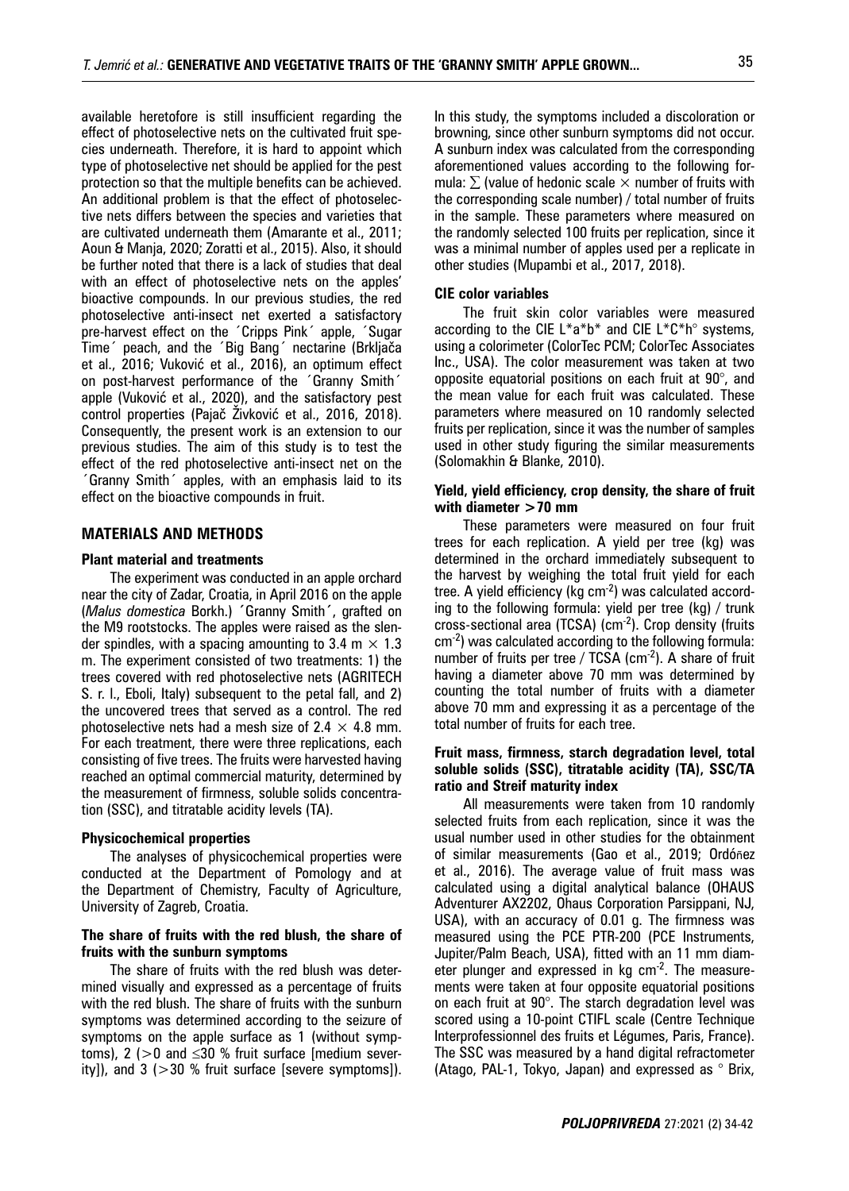available heretofore is still insufficient regarding the effect of photoselective nets on the cultivated fruit species underneath. Therefore, it is hard to appoint which type of photoselective net should be applied for the pest protection so that the multiple benefits can be achieved. An additional problem is that the effect of photoselective nets differs between the species and varieties that are cultivated underneath them (Amarante et al., 2011; Aoun & Manja, 2020; Zoratti et al., 2015). Also, it should be further noted that there is a lack of studies that deal with an effect of photoselective nets on the apples' bioactive compounds. In our previous studies, the red photoselective anti-insect net exerted a satisfactory pre-harvest effect on the ´Cripps Pink´ apple, ´Sugar Time´ peach, and the ´Big Bang´ nectarine (Brkljača et al., 2016; Vuković et al., 2016), an optimum effect on post-harvest performance of the ´Granny Smith´ apple (Vuković et al., 2020), and the satisfactory pest control properties (Pajač Živković et al., 2016, 2018). Consequently, the present work is an extension to our previous studies. The aim of this study is to test the effect of the red photoselective anti-insect net on the ´Granny Smith´ apples, with an emphasis laid to its effect on the bioactive compounds in fruit.

## MATERIALS AND METHODS

### Plant material and treatments

The experiment was conducted in an apple orchard near the city of Zadar, Croatia, in April 2016 on the apple (*Malus domestica* Borkh.) ´Granny Smith´, grafted on the M9 rootstocks. The apples were raised as the slender spindles, with a spacing amounting to 3.4 m × 1.3 m. The experiment consisted of two treatments: 1) the trees covered with red photoselective nets (AGRITECH S. r. l., Eboli, Italy) subsequent to the petal fall, and 2) the uncovered trees that served as a control. The red photoselective nets had a mesh size of 2.4 × 4.8 mm. For each treatment, there were three replications, each consisting of five trees. The fruits were harvested having reached an optimal commercial maturity, determined by the measurement of firmness, soluble solids concentration (SSC), and titratable acidity levels (TA).

### Physicochemical properties

The analyses of physicochemical properties were conducted at the Department of Pomology and at the Department of Chemistry, Faculty of Agriculture, University of Zagreb, Croatia.

#### The share of fruits with the red blush, the share of fruits with the sunburn symptoms

The share of fruits with the red blush was determined visually and expressed as a percentage of fruits with the red blush. The share of fruits with the sunburn symptoms was determined according to the seizure of symptoms on the apple surface as 1 (without symptoms), 2 (>0 and ≤30 % fruit surface [medium severity]), and 3 (>30 % fruit surface [severe symptoms]). In this study, the symptoms included a discoloration or browning, since other sunburn symptoms did not occur. A sunburn index was calculated from the corresponding aforementioned values according to the following formula: $\sum$ (value of hedonic scale × number of fruits with the corresponding scale number) / total number of fruits in the sample. These parameters where measured on the randomly selected 100 fruits per replication, since it was a minimal number of apples used per a replicate in other studies (Mupambi et al., 2017, 2018).

#### CIE color variables

The fruit skin color variables were measured according to the CIE L*a*b* and CIE L*C*h° systems, using a colorimeter (ColorTec PCM; ColorTec Associates Inc., USA). The color measurement was taken at two opposite equatorial positions on each fruit at 90°, and the mean value for each fruit was calculated. These parameters where measured on 10 randomly selected fruits per replication, since it was the number of samples used in other study figuring the similar measurements (Solomakhin & Blanke, 2010).

#### Yield, yield efficiency, crop density, the share of fruit with diameter >70 mm

These parameters were measured on four fruit trees for each replication. A yield per tree (kg) was determined in the orchard immediately subsequent to the harvest by weighing the total fruit yield for each tree. A yield efficiency (kg cm$^{-2}$) was calculated according to the following formula: yield per tree (kg) / trunk cross-sectional area (TCSA) (cm$^{-2}$). Crop density (fruits cm$^{-2}$) was calculated according to the following formula: number of fruits per tree / TCSA (cm$^{-2}$). A share of fruit having a diameter above 70 mm was determined by counting the total number of fruits with a diameter above 70 mm and expressing it as a percentage of the total number of fruits for each tree.

#### Fruit mass, firmness, starch degradation level, total soluble solids (SSC), titratable acidity (TA), SSC/TA ratio and Streif maturity index

All measurements were taken from 10 randomly selected fruits from each replication, since it was the usual number used in other studies for the obtainment of similar measurements (Gao et al., 2019; Ordóñez et al., 2016). The average value of fruit mass was calculated using a digital analytical balance (OHAUS Adventurer AX2202, Ohaus Corporation Parsippani, NJ, USA), with an accuracy of 0.01 g. The firmness was measured using the PCE PTR-200 (PCE Instruments, Jupiter/Palm Beach, USA), fitted with an 11 mm diameter plunger and expressed in kg cm$^{-2}$. The measurements were taken at four opposite equatorial positions on each fruit at 90°. The starch degradation level was scored using a 10-point CTIFL scale (Centre Technique Interprofessionnel des fruits et Légumes, Paris, France). The SSC was measured by a hand digital refractometer (Atago, PAL-1, Tokyo, Japan) and expressed as ° Brix,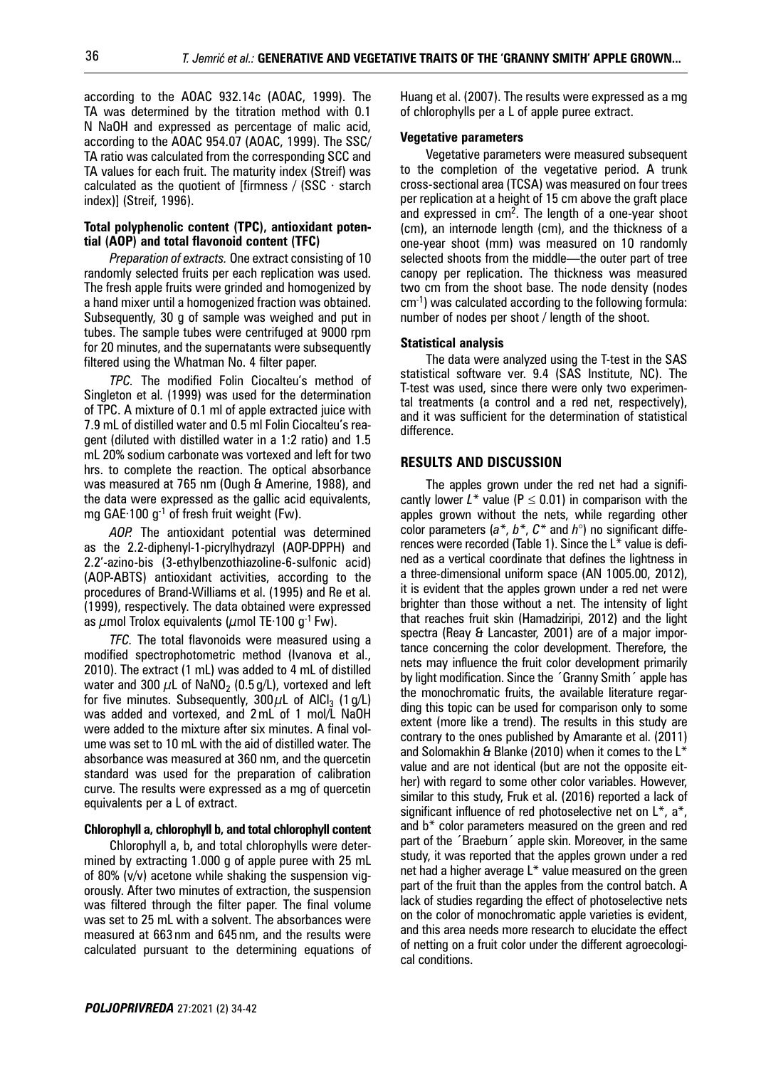according to the AOAC 932.14c (AOAC, 1999). The TA was determined by the titration method with 0.1 N NaOH and expressed as percentage of malic acid, according to the AOAC 954.07 (AOAC, 1999). The SSC/TA ratio was calculated from the corresponding SCC and TA values for each fruit. The maturity index (Streif) was calculated as the quotient of [firmness / (SSC · starch index)] (Streif, 1996).

#### Total polyphenolic content (TPC), antioxidant potential (AOP) and total flavonoid content (TFC)

*Preparation of extracts.* One extract consisting of 10 randomly selected fruits per each replication was used. The fresh apple fruits were grinded and homogenized by a hand mixer until a homogenized fraction was obtained. Subsequently, 30 g of sample was weighed and put in tubes. The sample tubes were centrifuged at 9000 rpm for 20 minutes, and the supernatants were subsequently filtered using the Whatman No. 4 filter paper.

*TPC.* The modified Folin Ciocalteu's method of Singleton et al. (1999) was used for the determination of TPC. A mixture of 0.1 ml of apple extracted juice with 7.9 mL of distilled water and 0.5 ml Folin Ciocalteu's reagent (diluted with distilled water in a 1:2 ratio) and 1.5 mL 20% sodium carbonate was vortexed and left for two hrs. to complete the reaction. The optical absorbance was measured at 765 nm (Ough & Amerine, 1988), and the data were expressed as the gallic acid equivalents, mg GAE·100 $g^{-1}$ of fresh fruit weight (Fw).

*AOP.* The antioxidant potential was determined as the 2.2-diphenyl-1-picrylhydrazyl (AOP-DPPH) and 2.2'-azino-bis (3-ethylbenzothiazoline-6-sulfonic acid) (AOP-ABTS) antioxidant activities, according to the procedures of Brand-Williams et al. (1995) and Re et al. (1999), respectively. The data obtained were expressed as $\mu$mol Trolox equivalents ($\mu$mol TE·100 $g^{-1}$ Fw).

*TFC.* The total flavonoids were measured using a modified spectrophotometric method (Ivanova et al., 2010). The extract (1 mL) was added to 4 mL of distilled water and 300 $\mu$L of $NaNO_2$ (0.5 g/L), vortexed and left for five minutes. Subsequently, 300 $\mu$L of $AlCl_3$ (1 g/L) was added and vortexed, and 2 mL of 1 mol/L NaOH were added to the mixture after six minutes. A final volume was set to 10 mL with the aid of distilled water. The absorbance was measured at 360 nm, and the quercetin standard was used for the preparation of calibration curve. The results were expressed as a mg of quercetin equivalents per a L of extract.

#### Chlorophyll a, chlorophyll b, and total chlorophyll content

Chlorophyll a, b, and total chlorophylls were determined by extracting 1.000 g of apple puree with 25 mL of 80% (v/v) acetone while shaking the suspension vigorously. After two minutes of extraction, the suspension was filtered through the filter paper. The final volume was set to 25 mL with a solvent. The absorbances were measured at 663 nm and 645 nm, and the results were calculated pursuant to the determining equations of Huang et al. (2007). The results were expressed as a mg of chlorophylls per a L of apple puree extract.

#### Vegetative parameters

Vegetative parameters were measured subsequent to the completion of the vegetative period. A trunk cross-sectional area (TCSA) was measured on four trees per replication at a height of 15 cm above the graft place and expressed in $cm^2$. The length of a one-year shoot (cm), an internode length (cm), and the thickness of a one-year shoot (mm) was measured on 10 randomly selected shoots from the middle—the outer part of tree canopy per replication. The thickness was measured two cm from the shoot base. The node density (nodes $cm^{-1}$) was calculated according to the following formula: number of nodes per shoot / length of the shoot.

#### Statistical analysis

The data were analyzed using the T-test in the SAS statistical software ver. 9.4 (SAS Institute, NC). The T-test was used, since there were only two experimental treatments (a control and a red net, respectively), and it was sufficient for the determination of statistical difference.

## RESULTS AND DISCUSSION

The apples grown under the red net had a significantly lower $L^*$ value ($P \leq 0.01$) in comparison with the apples grown without the nets, while regarding other color parameters ($a^*$, $b^*$, $C^*$ and $h°$) no significant differences were recorded (Table 1). Since the $L^*$ value is defined as a vertical coordinate that defines the lightness in a three-dimensional uniform space (AN 1005.00, 2012), it is evident that the apples grown under a red net were brighter than those without a net. The intensity of light that reaches fruit skin (Hamadziripi, 2012) and the light spectra (Reay & Lancaster, 2001) are of a major importance concerning the color development. Therefore, the nets may influence the fruit color development primarily by light modification. Since the ´Granny Smith´ apple has the monochromatic fruits, the available literature regarding this topic can be used for comparison only to some extent (more like a trend). The results in this study are contrary to the ones published by Amarante et al. (2011) and Solomakhin & Blanke (2010) when it comes to the $L^*$ value and are not identical (but are not the opposite either) with regard to some other color variables. However, similar to this study, Fruk et al. (2016) reported a lack of significant influence of red photoselective net on $L^*$, $a^*$, and $b^*$ color parameters measured on the green and red part of the ´Braeburn´ apple skin. Moreover, in the same study, it was reported that the apples grown under a red net had a higher average $L^*$ value measured on the green part of the fruit than the apples from the control batch. A lack of studies regarding the effect of photoselective nets on the color of monochromatic apple varieties is evident, and this area needs more research to elucidate the effect of netting on a fruit color under the different agroecological conditions.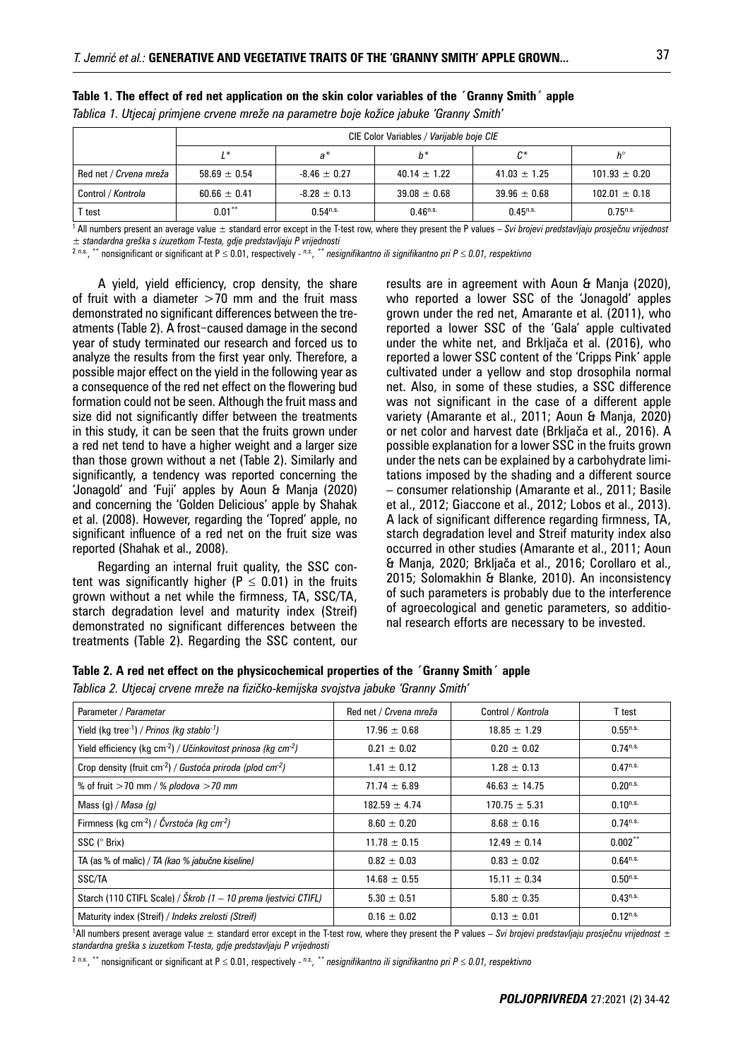**Table 1. The effect of red net application on the skin color variables of the ´Granny Smith´ apple**

*Tablica 1. Utjecaj primjene crvene mreže na parametre boje kožice jabuke 'Granny Smith'*

| | CIE Color Variables / *Varijable boje CIE* | | | | |
|---|---|---|---|---|---|
| | *L\** | *a\** | *b\** | *C\** | *h°* |
| Red net / *Crvena mreža* | 58.69 ± 0.54 | -8.46 ± 0.27 | 40.14 ± 1.22 | 41.03 ± 1.25 | 101.93 ± 0.20 |
| Control / *Kontrola* | 60.66 ± 0.41 | -8.28 ± 0.13 | 39.08 ± 0.68 | 39.96 ± 0.68 | 102.01 ± 0.18 |
| T test | 0.01** | 0.54n.s. | 0.46n.s. | 0.45n.s. | 0.75n.s. |

[1] All numbers present an average value ± standard error except in the T-test row, where they present the P values – *Svi brojevi predstavljaju prosječnu vrijednost ± standardna greška s izuzetkom T-testa, gdje predstavljaju P vrijednosti*

[2] n.s., ** nonsignificant or significant at P ≤ 0.01, respectively - *n.s., ** nesignifikantno ili signifikantno pri P ≤ 0.01, respektivno*

A yield, yield efficiency, crop density, the share of fruit with a diameter >70 mm and the fruit mass demonstrated no significant differences between the treatments (Table 2). A frost–caused damage in the second year of study terminated our research and forced us to analyze the results from the first year only. Therefore, a possible major effect on the yield in the following year as a consequence of the red net effect on the flowering bud formation could not be seen. Although the fruit mass and size did not significantly differ between the treatments in this study, it can be seen that the fruits grown under a red net tend to have a higher weight and a larger size than those grown without a net (Table 2). Similarly and significantly, a tendency was reported concerning the 'Jonagold' and 'Fuji' apples by Aoun & Manja (2020) and concerning the 'Golden Delicious' apple by Shahak et al. (2008). However, regarding the 'Topred' apple, no significant influence of a red net on the fruit size was reported (Shahak et al., 2008).

Regarding an internal fruit quality, the SSC content was significantly higher (P ≤ 0.01) in the fruits grown without a net while the firmness, TA, SSC/TA, starch degradation level and maturity index (Streif) demonstrated no significant differences between the treatments (Table 2). Regarding the SSC content, our results are in agreement with Aoun & Manja (2020), who reported a lower SSC of the 'Jonagold' apples grown under the red net, Amarante et al. (2011), who reported a lower SSC of the 'Gala' apple cultivated under the white net, and Brkljača et al. (2016), who reported a lower SSC content of the 'Cripps Pink' apple cultivated under a yellow and stop drosophila normal net. Also, in some of these studies, a SSC difference was not significant in the case of a different apple variety (Amarante et al., 2011; Aoun & Manja, 2020) or net color and harvest date (Brkljača et al., 2016). A possible explanation for a lower SSC in the fruits grown under the nets can be explained by a carbohydrate limitations imposed by the shading and a different source – consumer relationship (Amarante et al., 2011; Basile et al., 2012; Giaccone et al., 2012; Lobos et al., 2013). A lack of significant difference regarding firmness, TA, starch degradation level and Streif maturity index also occurred in other studies (Amarante et al., 2011; Aoun & Manja, 2020; Brkljača et al., 2016; Corollaro et al., 2015; Solomakhin & Blanke, 2010). An inconsistency of such parameters is probably due to the interference of agroecological and genetic parameters, so additional research efforts are necessary to be invested.

**Table 2. A red net effect on the physicochemical properties of the ´Granny Smith´ apple**

*Tablica 2. Utjecaj crvene mreže na fizičko-kemijska svojstva jabuke 'Granny Smith'*

| Parameter / *Parametar* | Red net / *Crvena mreža* | Control / *Kontrola* | T test |
|---|---|---|---|
| Yield (kg tree$^{-1}$) / *Prinos (kg stablo$^{-1}$)* | 17.96 ± 0.68 | 18.85 ± 1.29 | 0.55n.s. |
| Yield efficiency (kg cm$^{-2}$) / *Učinkovitost prinosa (kg cm$^{-2}$)* | 0.21 ± 0.02 | 0.20 ± 0.02 | 0.74n.s. |
| Crop density (fruit cm$^{-2}$) / *Gustoća priroda (plod cm$^{-2}$)* | 1.41 ± 0.12 | 1.28 ± 0.13 | 0.47n.s. |
| % of fruit >70 mm / *% plodova >70 mm* | 71.74 ± 6.89 | 46.63 ± 14.75 | 0.20n.s. |
| Mass (g) / *Masa (g)* | 182.59 ± 4.74 | 170.75 ± 5.31 | 0.10n.s. |
| Firmness (kg cm$^{-2}$) / *Čvrstoća (kg cm$^{-2}$)* | 8.60 ± 0.20 | 8.68 ± 0.16 | 0.74n.s. |
| SSC (° Brix) | 11.78 ± 0.15 | 12.49 ± 0.14 | 0.002** |
| TA (as % of malic) / *TA (kao % jabučne kiseline)* | 0.82 ± 0.03 | 0.83 ± 0.02 | 0.64n.s. |
| SSC/TA | 14.68 ± 0.55 | 15.11 ± 0.34 | 0.50n.s. |
| Starch (110 CTIFL Scale) / *Škrob (1 – 10 prema ljestvici CTIFL)* | 5.30 ± 0.51 | 5.80 ± 0.35 | 0.43n.s. |
| Maturity index (Streif) / *Indeks zrelosti (Streif)* | 0.16 ± 0.02 | 0.13 ± 0.01 | 0.12n.s. |

[1] All numbers present average value ± standard error except in the T-test row, where they present the P values – *Svi brojevi predstavljaju prosječnu vrijednost ± standardna greška s izuzetkom T-testa, gdje predstavljaju P vrijednosti*

[2] n.s., ** nonsignificant or significant at P ≤ 0.01, respectively - *n.s., ** nesignifikantno ili signifikantno pri P ≤ 0.01, respektivno*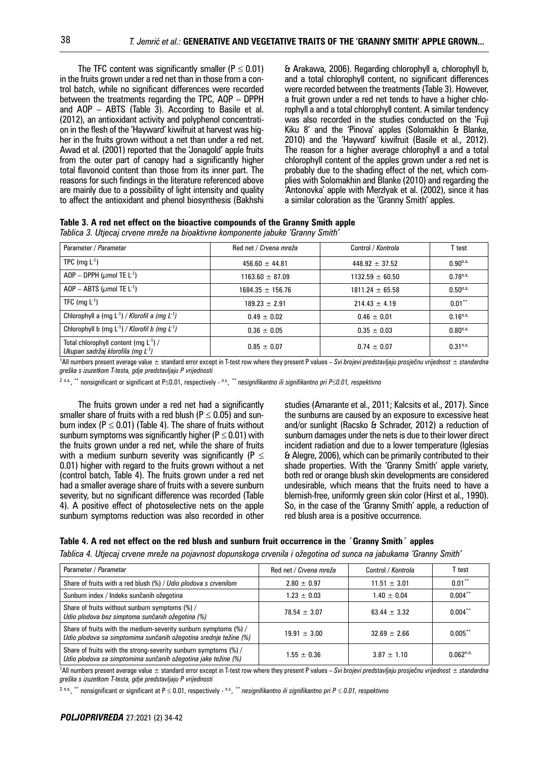The TFC content was significantly smaller ($P \leq 0.01$) in the fruits grown under a red net than in those from a control batch, while no significant differences were recorded between the treatments regarding the TPC, AOP – DPPH and AOP – ABTS (Table 3). According to Basile et al. (2012), an antioxidant activity and polyphenol concentration in the flesh of the 'Hayward' kiwifruit at harvest was higher in the fruits grown without a net than under a red net. Awad et al. (2001) reported that the 'Jonagold' apple fruits from the outer part of canopy had a significantly higher total flavonoid content than those from its inner part. The reasons for such findings in the literature referenced above are mainly due to a possibility of light intensity and quality to affect the antioxidant and phenol biosynthesis (Bakhshi & Arakawa, 2006). Regarding chlorophyll a, chlorophyll b, and a total chlorophyll content, no significant differences were recorded between the treatments (Table 3). However, a fruit grown under a red net tends to have a higher chlorophyll a and a total chlorophyll content. A similar tendency was also recorded in the studies conducted on the 'Fuji Kiku 8' and the 'Pinova' apples (Solomakhin & Blanke, 2010) and the 'Hayward' kiwifruit (Basile et al., 2012). The reason for a higher average chlorophyll a and a total chlorophyll content of the apples grown under a red net is probably due to the shading effect of the net, which complies with Solomakhin and Blanke (2010) and regarding the 'Antonovka' apple with Merzlyak et al. (2002), since it has a similar coloration as the 'Granny Smith' apples.

**Table 3. A red net effect on the bioactive compounds of the Granny Smith apple**
*Tablica 3. Utjecaj crvene mreže na bioaktivne komponente jabuke 'Granny Smith'*

| Parameter / *Parametar* | Red net / *Crvena mreža* | Control / *Kontrola* | T test |
|---|---|---|---|
| TPC (mg $L^{-1}$) | 456.60 ± 44.81 | 448.92 ± 37.52 | $0.90^{n.s.}$ |
| AOP – DPPH (μmol TE $L^{-1}$) | 1163.60 ± 87.09 | 1132.59 ± 60.50 | $0.78^{n.s.}$ |
| AOP – ABTS (μmol TE $L^{-1}$) | 1684.35 ± 156.76 | 1811.24 ± 65.58 | $0.50^{n.s.}$ |
| TFC (mg $L^{-1}$) | 189.23 ± 2.91 | 214.43 ± 4.19 | $0.01^{**}$ |
| Chlorophyll a (mg $L^{-1}$) / *Klorofil a (mg $L^{-1}$)* | 0.49 ± 0.02 | 0.46 ± 0.01 | $0.16^{n.s.}$ |
| Chlorophyll b (mg $L^{-1}$) / *Klorofil b (mg $L^{-1}$)* | 0.36 ± 0.05 | 0.35 ± 0.03 | $0.80^{n.s.}$ |
| Total chlorophyll content (mg $L^{-1}$) / *Ukupan sadržaj klorofila (mg $L^{-1}$)* | 0.85 ± 0.07 | 0.74 ± 0.07 | $0.31^{n.s.}$ |

[1]All numbers present average value ± standard error except in T-test row where they present P values – *Svi brojevi predstavljaju prosječnu vrijednost ± standardna greška s izuzetkom T-testa, gdje predstavljaju P vrijednosti*

[2] n.s., ** nonsignificant or significant at $P \leq 0.01$, respectively - *n.s., ** nesignifikantno ili signifikantno pri $P \leq 0.01$, respektivno*

The fruits grown under a red net had a significantly smaller share of fruits with a red blush ($P \leq 0.05$) and sunburn index ($P \leq 0.01$) (Table 4). The share of fruits without sunburn symptoms was significantly higher ($P \leq 0.01$) with the fruits grown under a red net, while the share of fruits with a medium sunburn severity was significantly ($P \leq 0.01$) higher with regard to the fruits grown without a net (control batch, Table 4). The fruits grown under a red net had a smaller average share of fruits with a severe sunburn severity, but no significant difference was recorded (Table 4). A positive effect of photoselective nets on the apple sunburn symptoms reduction was also recorded in other studies (Amarante et al., 2011; Kalcsits et al., 2017). Since the sunburns are caused by an exposure to excessive heat and/or sunlight (Racsko & Schrader, 2012) a reduction of sunburn damages under the nets is due to their lower direct incident radiation and due to a lower temperature (Iglesias & Alegre, 2006), which can be primarily contributed to their shade properties. With the 'Granny Smith' apple variety, both red or orange blush skin developments are considered undesirable, which means that the fruits need to have a blemish-free, uniformly green skin color (Hirst et al., 1990). So, in the case of the 'Granny Smith' apple, a reduction of red blush area is a positive occurrence.

**Table 4. A red net effect on the red blush and sunburn fruit occurrence in the ´Granny Smith´ apples**
*Tablica 4. Utjecaj crvene mreže na pojavnost dopunskoga crvenila i ožegotina od sunca na jabukama 'Granny Smith'*

| Parameter / *Parametar* | Red net / *Crvena mreža* | Control / *Kontrola* | T test |
|---|---|---|---|
| Share of fruits with a red blush (%) / *Udio plodova s crvenilom* | 2.80 ± 0.97 | 11.51 ± 3.01 | $0.01^{**}$ |
| Sunburn index / *Indeks sunčanih ožegotina* | 1.23 ± 0.03 | 1.40 ± 0.04 | $0.004^{**}$ |
| Share of fruits without sunburn symptoms (%) / *Udio plodova bez simptoma sunčanih ožegotina (%)* | 78.54 ± 3.07 | 63.44 ± 3.32 | $0.004^{**}$ |
| Share of fruits with the medium-severity sunburn symptoms (%) / *Udio plodova sa simptomima sunčanih ožegotina srednje težine (%)* | 19.91 ± 3.00 | 32.69 ± 2.66 | $0.005^{**}$ |
| Share of fruits with the strong-severity sunburn symptoms (%) / *Udio plodova sa simptomima sunčanih ožegotina jake težine (%)* | 1.55 ± 0.36 | 3.87 ± 1.10 | $0.062^{n.s.}$ |

[1]All numbers present average value ± standard error except in T-test row where they present P values – *Svi brojevi predstavljaju prosječnu vrijednost ± standardna greška s izuzetkom T-testa, gdje predstavljaju P vrijednosti*

[2] n.s., ** nonsignificant or significant at $P \leq 0.01$, respectively - *n.s., ** nesignifikantno ili signifikantno pri $P \leq 0.01$, respektivno*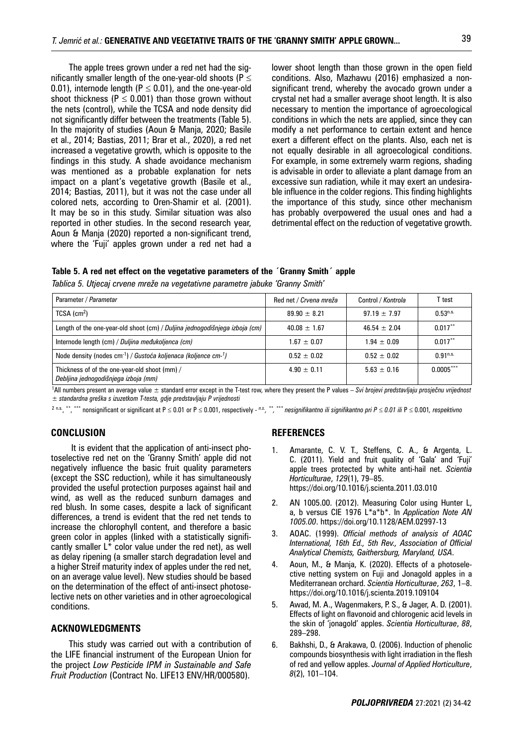The apple trees grown under a red net had the significantly smaller length of the one-year-old shoots ($P \leq 0.01$), internode length ($P \leq 0.01$), and the one-year-old shoot thickness ($P \leq 0.001$) than those grown without the nets (control), while the TCSA and node density did not significantly differ between the treatments (Table 5). In the majority of studies (Aoun & Manja, 2020; Basile et al., 2014; Bastias, 2011; Brar et al., 2020), a red net increased a vegetative growth, which is opposite to the findings in this study. A shade avoidance mechanism was mentioned as a probable explanation for nets impact on a plant's vegetative growth (Basile et al., 2014; Bastias, 2011), but it was not the case under all colored nets, according to Oren-Shamir et al. (2001). It may be so in this study. Similar situation was also reported in other studies. In the second research year, Aoun & Manja (2020) reported a non-significant trend, where the 'Fuji' apples grown under a red net had a lower shoot length than those grown in the open field conditions. Also, Mazhawu (2016) emphasized a non-significant trend, whereby the avocado grown under a crystal net had a smaller average shoot length. It is also necessary to mention the importance of agroecological conditions in which the nets are applied, since they can modify a net performance to certain extent and hence exert a different effect on the plants. Also, each net is not equally desirable in all agroecological conditions. For example, in some extremely warm regions, shading is advisable in order to alleviate a plant damage from an excessive sun radiation, while it may exert an undesirable influence in the colder regions. This finding highlights the importance of this study, since other mechanism has probably overpowered the usual ones and had a detrimental effect on the reduction of vegetative growth.

**Table 5. A red net effect on the vegetative parameters of the ´Granny Smith´ apple**

*Tablica 5. Utjecaj crvene mreže na vegetativne parametre jabuke 'Granny Smith'*

| Parameter / *Parametar* | Red net / *Crvena mreža* | Control / *Kontrola* | T test |
|---|---|---|---|
| TCSA ($cm^2$) | 89.90 ± 8.21 | 97.19 ± 7.97 | $0.53^{n.s.}$ |
| Length of the one-year-old shoot (cm) / *Duljina jednogodišnjega izboja (cm)* | 40.08 ± 1.67 | 46.54 ± 2.04 | $0.017^{**}$ |
| Internode length (cm) / *Duljina međukoljenca (cm)* | 1.67 ± 0.07 | 1.94 ± 0.09 | $0.017^{**}$ |
| Node density (nodes $cm^{-1}$) / *Gustoća koljenaca (koljence $cm^{-1}$)* | 0.52 ± 0.02 | 0.52 ± 0.02 | $0.91^{n.s.}$ |
| Thickness of of the one-year-old shoot (mm) / *Debljina jednogodišnjega izboja (mm)* | 4.90 ± 0.11 | 5.63 ± 0.16 | $0.0005^{***}$ |

[1]All numbers present an average value ± standard error except in the T-test row, where they present the P values – *Svi brojevi predstavljaju prosječnu vrijednost ± standardna greška s izuzetkom T-testa, gdje predstavljaju P vrijednosti*

[2] n.s., **, *** nonsignificant or significant at $P \leq 0.01$ or $P \leq 0.001$, respectively - *n.s., **, *** nesignifikantno ili signifikantno pri $P \leq 0.01$ ili $P \leq 0.001$, respektivno*

## CONCLUSION

It is evident that the application of anti-insect photoselective red net on the 'Granny Smith' apple did not negatively influence the basic fruit quality parameters (except the SSC reduction), while it has simultaneously provided the useful protection purposes against hail and wind, as well as the reduced sunburn damages and red blush. In some cases, despite a lack of significant differences, a trend is evident that the red net tends to increase the chlorophyll content, and therefore a basic green color in apples (linked with a statistically significantly smaller L* color value under the red net), as well as delay ripening (a smaller starch degradation level and a higher Streif maturity index of apples under the red net, on an average value level). New studies should be based on the determination of the effect of anti-insect photoselective nets on other varieties and in other agroecological conditions.

## ACKNOWLEDGMENTS

This study was carried out with a contribution of the LIFE financial instrument of the European Union for the project *Low Pesticide IPM in Sustainable and Safe Fruit Production* (Contract No. LIFE13 ENV/HR/000580).

## REFERENCES

1. Amarante, C. V. T., Steffens, C. A., & Argenta, L. C. (2011). Yield and fruit quality of 'Gala' and 'Fuji' apple trees protected by white anti-hail net. *Scientia Horticulturae*, *129*(1), 79–85. https://doi.org/10.1016/j.scienta.2011.03.010
2. AN 1005.00. (2012). Measuring Color using Hunter L, a, b versus CIE 1976 L*a*b*. In *Application Note AN 1005.00*. https://doi.org/10.1128/AEM.02997-13
3. AOAC. (1999). *Official methods of analysis of AOAC International, 16th Ed., 5th Rev., Association of Official Analytical Chemists, Gaithersburg, Maryland, USA*.
4. Aoun, M., & Manja, K. (2020). Effects of a photoselective netting system on Fuji and Jonagold apples in a Mediterranean orchard. *Scientia Horticulturae*, *263*, 1–8. https://doi.org/10.1016/j.scienta.2019.109104
5. Awad, M. A., Wagenmakers, P. S., & Jager, A. D. (2001). Effects of light on flavonoid and chlorogenic acid levels in the skin of 'jonagold' apples. *Scientia Horticulturae*, *88*, 289–298.
6. Bakhshi, D., & Arakawa, O. (2006). Induction of phenolic compounds biosynthesis with light irradiation in the flesh of red and yellow apples. *Journal of Applied Horticulture*, *8*(2), 101–104.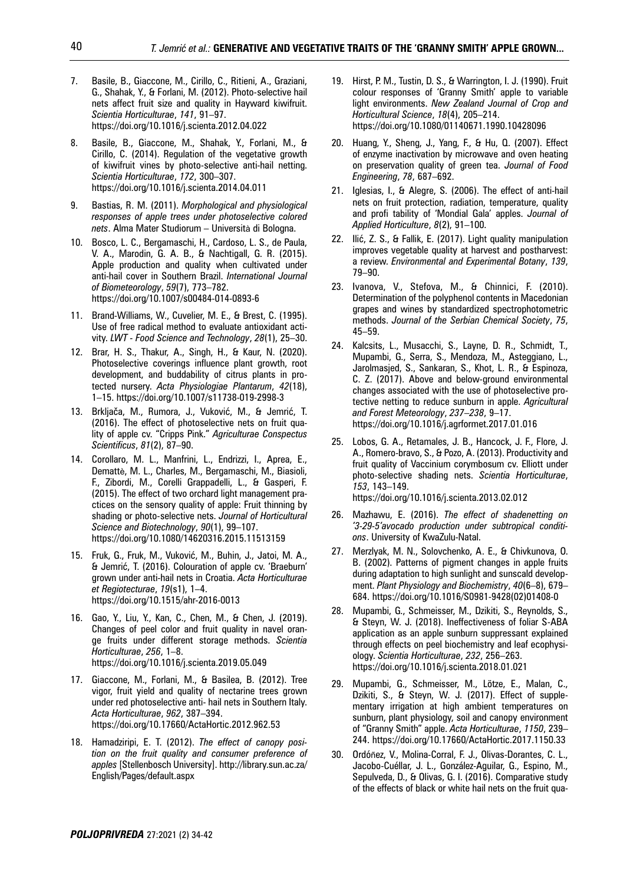7. Basile, B., Giaccone, M., Cirillo, C., Ritieni, A., Graziani, G., Shahak, Y., & Forlani, M. (2012). Photo-selective hail nets affect fruit size and quality in Hayward kiwifruit. *Scientia Horticulturae*, *141*, 91–97. https://doi.org/10.1016/j.scienta.2012.04.022

8. Basile, B., Giaccone, M., Shahak, Y., Forlani, M., & Cirillo, C. (2014). Regulation of the vegetative growth of kiwifruit vines by photo-selective anti-hail netting. *Scientia Horticulturae*, *172*, 300–307. https://doi.org/10.1016/j.scienta.2014.04.011

9. Bastias, R. M. (2011). *Morphological and physiological responses of apple trees under photoselective colored nets*. Alma Mater Studiorum – Università di Bologna.

10. Bosco, L. C., Bergamaschi, H., Cardoso, L. S., de Paula, V. A., Marodin, G. A. B., & Nachtigall, G. R. (2015). Apple production and quality when cultivated under anti-hail cover in Southern Brazil. *International Journal of Biometeorology*, *59*(7), 773–782. https://doi.org/10.1007/s00484-014-0893-6

11. Brand-Williams, W., Cuvelier, M. E., & Brest, C. (1995). Use of free radical method to evaluate antioxidant activity. *LWT - Food Science and Technology*, *28*(1), 25–30.

12. Brar, H. S., Thakur, A., Singh, H., & Kaur, N. (2020). Photoselective coverings influence plant growth, root development, and buddability of citrus plants in protected nursery. *Acta Physiologiae Plantarum*, *42*(18), 1–15. https://doi.org/10.1007/s11738-019-2998-3

13. Brkljača, M., Rumora, J., Vuković, M., & Jemrić, T. (2016). The effect of photoselective nets on fruit quality of apple cv. "Cripps Pink." *Agriculturae Conspectus Scientificus*, *81*(2), 87–90.

14. Corollaro, M. L., Manfrini, L., Endrizzi, I., Aprea, E., Demattè, M. L., Charles, M., Bergamaschi, M., Biasioli, F., Zibordi, M., Corelli Grappadelli, L., & Gasperi, F. (2015). The effect of two orchard light management practices on the sensory quality of apple: Fruit thinning by shading or photo-selective nets. *Journal of Horticultural Science and Biotechnology*, *90*(1), 99–107. https://doi.org/10.1080/14620316.2015.11513159

15. Fruk, G., Fruk, M., Vuković, M., Buhin, J., Jatoi, M. A., & Jemrić, T. (2016). Colouration of apple cv. 'Braeburn' grown under anti-hail nets in Croatia. *Acta Horticulturae et Regiotecturae*, *19*(s1), 1–4. https://doi.org/10.1515/ahr-2016-0013

16. Gao, Y., Liu, Y., Kan, C., Chen, M., & Chen, J. (2019). Changes of peel color and fruit quality in navel orange fruits under different storage methods. *Scientia Horticulturae*, *256*, 1–8. https://doi.org/10.1016/j.scienta.2019.05.049

17. Giaccone, M., Forlani, M., & Basilea, B. (2012). Tree vigor, fruit yield and quality of nectarine trees grown under red photoselective anti- hail nets in Southern Italy. *Acta Horticulturae*, *962*, 387–394. https://doi.org/10.17660/ActaHortic.2012.962.53

18. Hamadziripi, E. T. (2012). *The effect of canopy position on the fruit quality and consumer preference of apples* [Stellenbosch University]. http://library.sun.ac.za/English/Pages/default.aspx

19. Hirst, P. M., Tustin, D. S., & Warrington, I. J. (1990). Fruit colour responses of 'Granny Smith' apple to variable light environments. *New Zealand Journal of Crop and Horticultural Science*, *18*(4), 205–214. https://doi.org/10.1080/01140671.1990.10428096

20. Huang, Y., Sheng, J., Yang, F., & Hu, Q. (2007). Effect of enzyme inactivation by microwave and oven heating on preservation quality of green tea. *Journal of Food Engineering*, *78*, 687–692.

21. Iglesias, I., & Alegre, S. (2006). The effect of anti-hail nets on fruit protection, radiation, temperature, quality and profi tability of 'Mondial Gala' apples. *Journal of Applied Horticulture*, *8*(2), 91–100.

22. Ilić, Z. S., & Fallik, E. (2017). Light quality manipulation improves vegetable quality at harvest and postharvest: a review. *Environmental and Experimental Botany*, *139*, 79–90.

23. Ivanova, V., Stefova, M., & Chinnici, F. (2010). Determination of the polyphenol contents in Macedonian grapes and wines by standardized spectrophotometric methods. *Journal of the Serbian Chemical Society*, *75*, 45–59.

24. Kalcsits, L., Musacchi, S., Layne, D. R., Schmidt, T., Mupambi, G., Serra, S., Mendoza, M., Asteggiano, L., Jarolmasjed, S., Sankaran, S., Khot, L. R., & Espinoza, C. Z. (2017). Above and below-ground environmental changes associated with the use of photoselective protective netting to reduce sunburn in apple. *Agricultural and Forest Meteorology*, *237–238*, 9–17. https://doi.org/10.1016/j.agrformet.2017.01.016

25. Lobos, G. A., Retamales, J. B., Hancock, J. F., Flore, J. A., Romero-bravo, S., & Pozo, A. (2013). Productivity and fruit quality of Vaccinium corymbosum cv. Elliott under photo-selective shading nets. *Scientia Horticulturae*, *153*, 143–149. https://doi.org/10.1016/j.scienta.2013.02.012

26. Mazhawu, E. (2016). *The effect of shadenetting on '3-29-5'avocado production under subtropical conditions*. University of KwaZulu-Natal.

27. Merzlyak, M. N., Solovchenko, A. E., & Chivkunova, O. B. (2002). Patterns of pigment changes in apple fruits during adaptation to high sunlight and sunscald development. *Plant Physiology and Biochemistry*, *40*(6–8), 679–684. https://doi.org/10.1016/S0981-9428(02)01408-0

28. Mupambi, G., Schmeisser, M., Dzikiti, S., Reynolds, S., & Steyn, W. J. (2018). Ineffectiveness of foliar S-ABA application as an apple sunburn suppressant explained through effects on peel biochemistry and leaf ecophysiology. *Scientia Horticulturae*, *232*, 256–263. https://doi.org/10.1016/j.scienta.2018.01.021

29. Mupambi, G., Schmeisser, M., Lötze, E., Malan, C., Dzikiti, S., & Steyn, W. J. (2017). Effect of supplementary irrigation at high ambient temperatures on sunburn, plant physiology, soil and canopy environment of "Granny Smith" apple. *Acta Horticulturae*, *1150*, 239–244. https://doi.org/10.17660/ActaHortic.2017.1150.33

30. Ordóñez, V., Molina-Corral, F. J., Olivas-Dorantes, C. L., Jacobo-Cuéllar, J. L., González-Aguilar, G., Espino, M., Sepulveda, D., & Olivas, G. I. (2016). Comparative study of the effects of black or white hail nets on the fruit qua-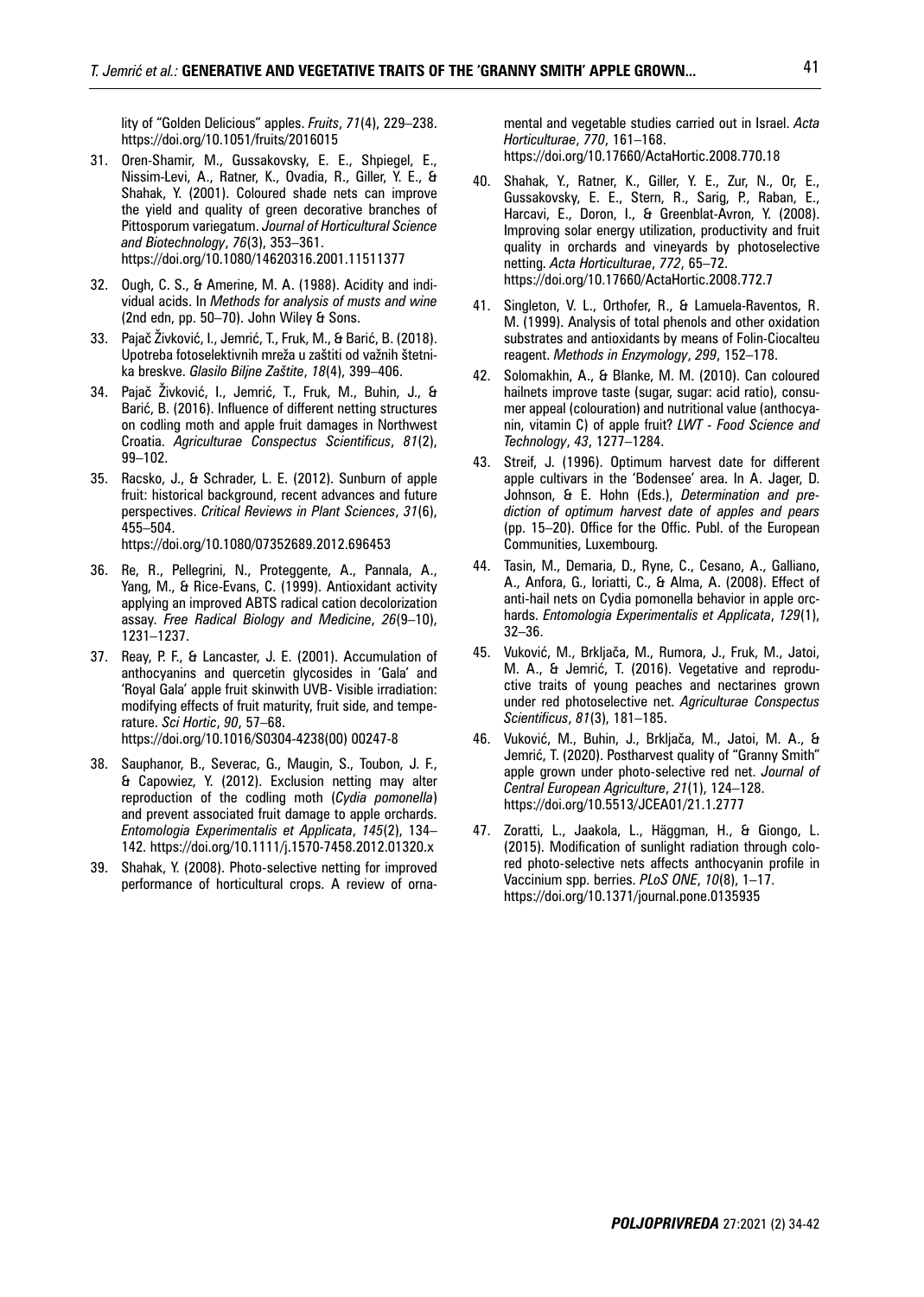lity of "Golden Delicious" apples. *Fruits*, *71*(4), 229–238. https://doi.org/10.1051/fruits/2016015

31. Oren-Shamir, M., Gussakovsky, E. E., Shpiegel, E., Nissim-Levi, A., Ratner, K., Ovadia, R., Giller, Y. E., & Shahak, Y. (2001). Coloured shade nets can improve the yield and quality of green decorative branches of Pittosporum variegatum. *Journal of Horticultural Science and Biotechnology*, *76*(3), 353–361. https://doi.org/10.1080/14620316.2001.11511377

32. Ough, C. S., & Amerine, M. A. (1988). Acidity and individual acids. In *Methods for analysis of musts and wine* (2nd edn, pp. 50–70). John Wiley & Sons.

33. Pajač Živković, I., Jemrić, T., Fruk, M., & Barić, B. (2018). Upotreba fotoselektivnih mreža u zaštiti od važnih štetnika breskve. *Glasilo Biljne Zaštite*, *18*(4), 399–406.

34. Pajač Živković, I., Jemrić, T., Fruk, M., Buhin, J., & Barić, B. (2016). Influence of different netting structures on codling moth and apple fruit damages in Northwest Croatia. *Agriculturae Conspectus Scientificus*, *81*(2), 99–102.

35. Racsko, J., & Schrader, L. E. (2012). Sunburn of apple fruit: historical background, recent advances and future perspectives. *Critical Reviews in Plant Sciences*, *31*(6), 455–504. https://doi.org/10.1080/07352689.2012.696453

36. Re, R., Pellegrini, N., Proteggente, A., Pannala, A., Yang, M., & Rice-Evans, C. (1999). Antioxidant activity applying an improved ABTS radical cation decolorization assay. *Free Radical Biology and Medicine*, *26*(9–10), 1231–1237.

37. Reay, P. F., & Lancaster, J. E. (2001). Accumulation of anthocyanins and quercetin glycosides in 'Gala' and 'Royal Gala' apple fruit skinwith UVB- Visible irradiation: modifying effects of fruit maturity, fruit side, and temperature. *Sci Hortic*, *90*, 57–68. https://doi.org/10.1016/S0304-4238(00) 00247-8

38. Sauphanor, B., Severac, G., Maugin, S., Toubon, J. F., & Capowiez, Y. (2012). Exclusion netting may alter reproduction of the codling moth (*Cydia pomonella*) and prevent associated fruit damage to apple orchards. *Entomologia Experimentalis et Applicata*, *145*(2), 134–142. https://doi.org/10.1111/j.1570-7458.2012.01320.x

39. Shahak, Y. (2008). Photo-selective netting for improved performance of horticultural crops. A review of ornamental and vegetable studies carried out in Israel. *Acta Horticulturae*, *770*, 161–168. https://doi.org/10.17660/ActaHortic.2008.770.18

40. Shahak, Y., Ratner, K., Giller, Y. E., Zur, N., Or, E., Gussakovsky, E. E., Stern, R., Sarig, P., Raban, E., Harcavi, E., Doron, I., & Greenblat-Avron, Y. (2008). Improving solar energy utilization, productivity and fruit quality in orchards and vineyards by photoselective netting. *Acta Horticulturae*, *772*, 65–72. https://doi.org/10.17660/ActaHortic.2008.772.7

41. Singleton, V. L., Orthofer, R., & Lamuela-Raventos, R. M. (1999). Analysis of total phenols and other oxidation substrates and antioxidants by means of Folin-Ciocalteu reagent. *Methods in Enzymology*, *299*, 152–178.

42. Solomakhin, A., & Blanke, M. M. (2010). Can coloured hailnets improve taste (sugar, sugar: acid ratio), consumer appeal (colouration) and nutritional value (anthocyanin, vitamin C) of apple fruit? *LWT - Food Science and Technology*, *43*, 1277–1284.

43. Streif, J. (1996). Optimum harvest date for different apple cultivars in the 'Bodensee' area. In A. Jager, D. Johnson, & E. Hohn (Eds.), *Determination and prediction of optimum harvest date of apples and pears* (pp. 15–20). Office for the Offic. Publ. of the European Communities, Luxembourg.

44. Tasin, M., Demaria, D., Ryne, C., Cesano, A., Galliano, A., Anfora, G., Ioriatti, C., & Alma, A. (2008). Effect of anti-hail nets on Cydia pomonella behavior in apple orchards. *Entomologia Experimentalis et Applicata*, *129*(1), 32–36.

45. Vuković, M., Brkljača, M., Rumora, J., Fruk, M., Jatoi, M. A., & Jemrić, T. (2016). Vegetative and reproductive traits of young peaches and nectarines grown under red photoselective net. *Agriculturae Conspectus Scientificus*, *81*(3), 181–185.

46. Vuković, M., Buhin, J., Brkljača, M., Jatoi, M. A., & Jemrić, T. (2020). Postharvest quality of "Granny Smith" apple grown under photo-selective red net. *Journal of Central European Agriculture*, *21*(1), 124–128. https://doi.org/10.5513/JCEA01/21.1.2777

47. Zoratti, L., Jaakola, L., Häggman, H., & Giongo, L. (2015). Modification of sunlight radiation through colored photo-selective nets affects anthocyanin profile in Vaccinium spp. berries. *PLoS ONE*, *10*(8), 1–17. https://doi.org/10.1371/journal.pone.0135935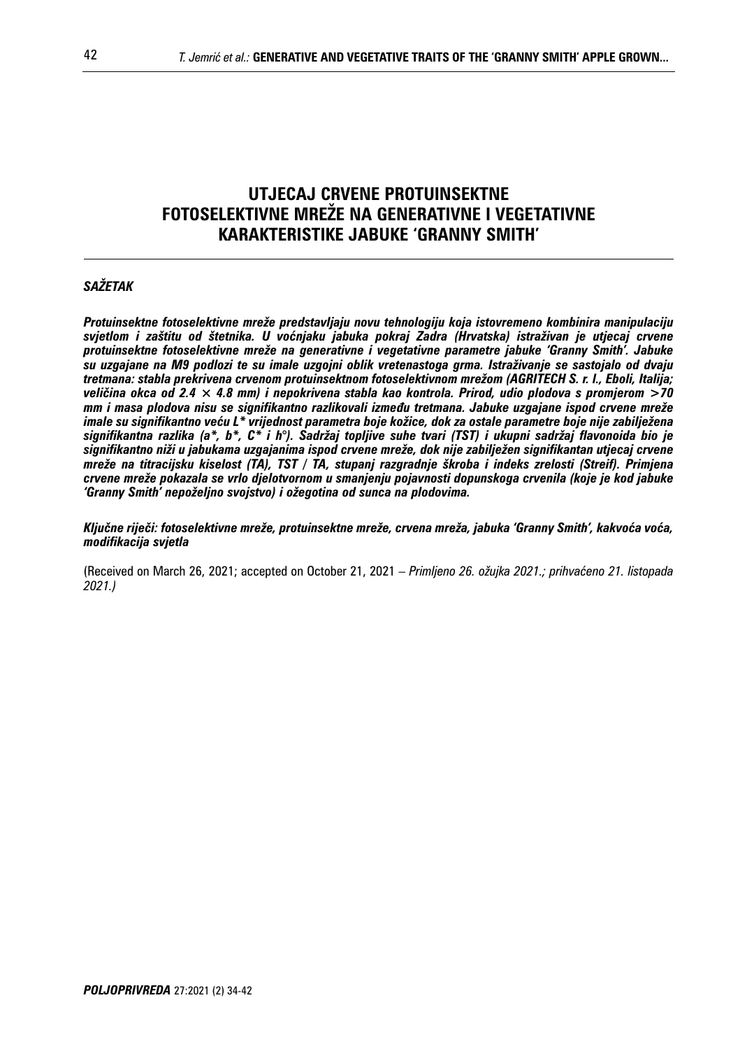# UTJECAJ CRVENE PROTUINSEKTNE FOTOSELEKTIVNE MREŽE NA GENERATIVNE I VEGETATIVNE KARAKTERISTIKE JABUKE 'GRANNY SMITH'

## *SAŽETAK*

***Protuinsektne fotoselektivne mreže predstavljaju novu tehnologiju koja istovremeno kombinira manipulaciju svjetlom i zaštitu od štetnika. U voćnjaku jabuka pokraj Zadra (Hrvatska) istraživan je utjecaj crvene protuinsektne fotoselektivne mreže na generativne i vegetativne parametre jabuke 'Granny Smith'. Jabuke su uzgajane na M9 podlozi te su imale uzgojni oblik vretenastoga grma. Istraživanje se sastojalo od dvaju tretmana: stabla prekrivena crvenom protuinsektnom fotoselektivnom mrežom (AGRITECH S. r. l., Eboli, Italija; veličina okca od 2.4 × 4.8 mm) i nepokrivena stabla kao kontrola. Prirod, udio plodova s promjerom >70 mm i masa plodova nisu se signifikantno razlikovali između tretmana. Jabuke uzgajane ispod crvene mreže imale su signifikantno veću L* vrijednost parametra boje kožice, dok za ostale parametre boje nije zabilježena signifikantna razlika (a*, b*, C* i h°). Sadržaj topljive suhe tvari (TST) i ukupni sadržaj flavonoida bio je signifikantno niži u jabukama uzgajanima ispod crvene mreže, dok nije zabilježen signifikantan utjecaj crvene mreže na titracijsku kiselost (TA), TST / TA, stupanj razgradnje škroba i indeks zrelosti (Streif). Primjena crvene mreže pokazala se vrlo djelotvornom u smanjenju pojavnosti dopunskoga crvenila (koje je kod jabuke 'Granny Smith' nepoželjno svojstvo) i ožegotina od sunca na plodovima.***

***Ključne riječi: fotoselektivne mreže, protuinsektne mreže, crvena mreža, jabuka 'Granny Smith', kakvoća voća, modifikacija svjetla***

(Received on March 26, 2021; accepted on October 21, 2021 – *Primljeno 26. ožujka 2021.; prihvaćeno 21. listopada 2021.)*